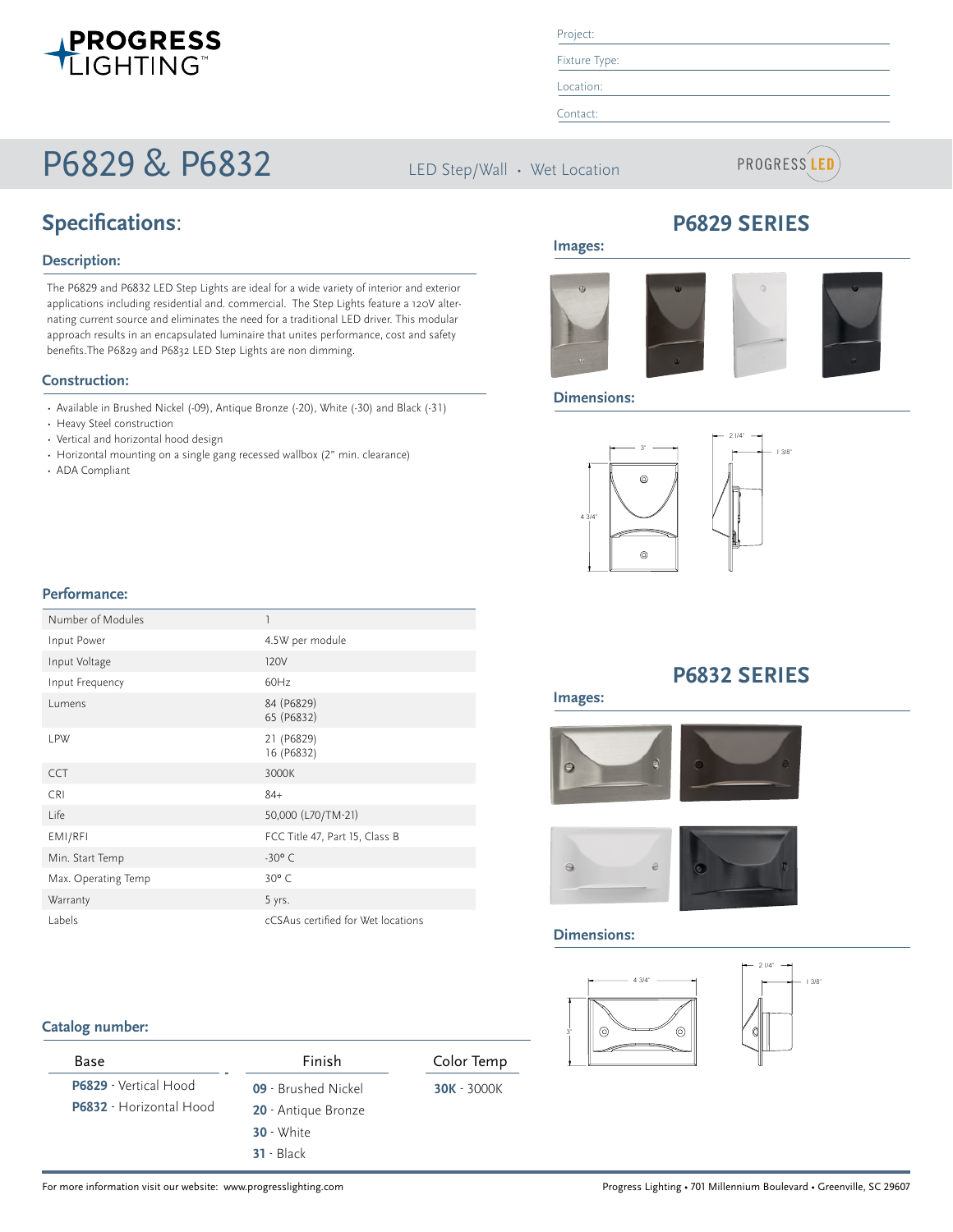Project:

Fixture Type:

Location:

Contact:

# P6829 & P6832

LED Step/Wall • Wet Location

PROGRESS LED

## Specifications:

### Description:

The P6829 and P6832 LED Step Lights are ideal for a wide variety of interior and exterior applications including residential and. commercial. The Step Lights feature a 120V alternating current source and eliminates the need for a traditional LED driver. This modular approach results in an encapsulated luminaire that unites performance, cost and safety benefits.The P6829 and P6832 LED Step Lights are non dimming.

### Construction:

- Available in Brushed Nickel (-09), Antique Bronze (-20), White (-30) and Black (-31)
- Heavy Steel construction
- Vertical and horizontal hood design
- Horizontal mounting on a single gang recessed wallbox (2" min. clearance)
- ADA Compliant

### Performance:

| | |
|---|---|
| Number of Modules | 1 |
| Input Power | 4.5W per module |
| Input Voltage | 120V |
| Input Frequency | 60Hz |
| Lumens | 84 (P6829)<br>65 (P6832) |
| LPW | 21 (P6829)<br>16 (P6832) |
| CCT | 3000K |
| CRI | 84+ |
| Life | 50,000 (L70/TM-21) |
| EMI/RFI | FCC Title 47, Part 15, Class B |
| Min. Start Temp | -30° C |
| Max. Operating Temp | 30° C |
| Warranty | 5 yrs. |
| Labels | cCSAus certified for Wet locations |

### Catalog number:

| Base | Finish | Color Temp |
|---|---|---|
| **P6829** - Vertical Hood | **09** - Brushed Nickel | **30K** - 3000K |
| **P6832** - Horizontal Hood | **20** - Antique Bronze | |
| | **30** - White | |
| | **31** - Black | |

## P6829 SERIES

### Images:

### Dimensions:

3"

4 3/4"

2 1/4"

1 3/8"

## P6832 SERIES

### Images:

### Dimensions:

4 3/4"

3"

2 1/4"

1 3/8"

For more information visit our website: www.progresslighting.com

Progress Lighting • 701 Millennium Boulevard • Greenville, SC 29607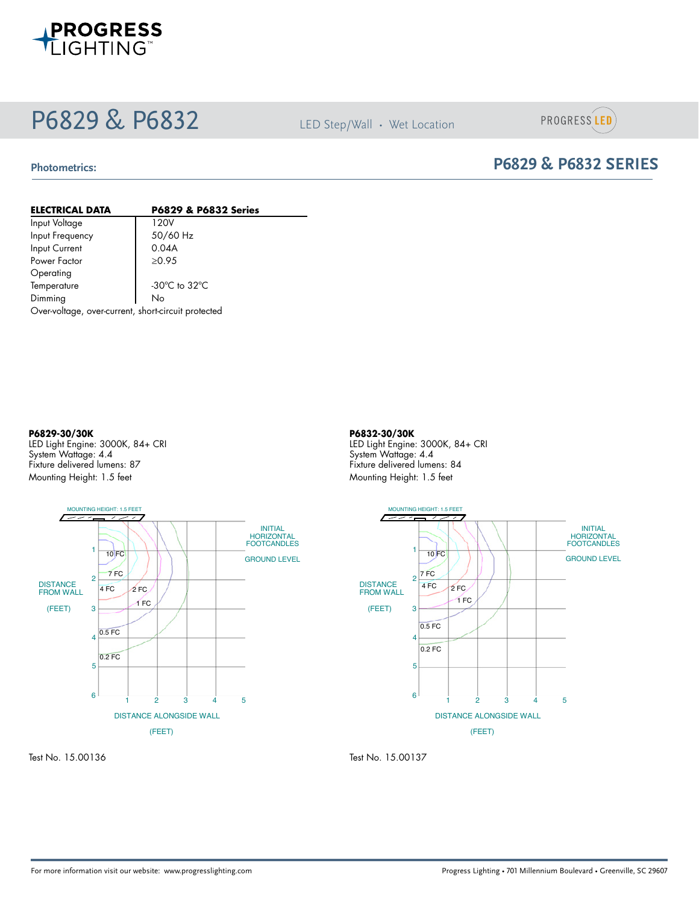# P6829 & P6832

LED Step/Wall • Wet Location

PROGRESS LED

## Photometrics:

## P6829 & P6832 SERIES

| ELECTRICAL DATA | P6829 & P6832 Series |
|---|---|
| Input Voltage | 120V |
| Input Frequency | 50/60 Hz |
| Input Current | 0.04A |
| Power Factor | ≥0.95 |
| Operating Temperature | -30°C to 32°C |
| Dimming | No |

Over-voltage, over-current, short-circuit protected

**P6829-30/30K**
LED Light Engine: 3000K, 84+ CRI
System Wattage: 4.4
Fixture delivered lumens: 87
Mounting Height: 1.5 feet

MOUNTING HEIGHT: 1.5 FEET
INITIAL HORIZONTAL FOOTCANDLES
GROUND LEVEL
DISTANCE FROM WALL (FEET)
DISTANCE ALONGSIDE WALL (FEET)
10 FC
7 FC
4 FC
2 FC
1 FC
0.5 FC
0.2 FC
1 2 3 4 5 6
1 2 3 4 5

Test No. 15.00136

**P6832-30/30K**
LED Light Engine: 3000K, 84+ CRI
System Wattage: 4.4
Fixture delivered lumens: 84
Mounting Height: 1.5 feet

MOUNTING HEIGHT: 1.5 FEET
INITIAL HORIZONTAL FOOTCANDLES
GROUND LEVEL
DISTANCE FROM WALL (FEET)
DISTANCE ALONGSIDE WALL (FEET)
10 FC
7 FC
4 FC
2 FC
1 FC
0.5 FC
0.2 FC
1 2 3 4 5 6
1 2 3 4 5

Test No. 15.00137

For more information visit our website: www.progresslighting.com

Progress Lighting • 701 Millennium Boulevard • Greenville, SC 29607